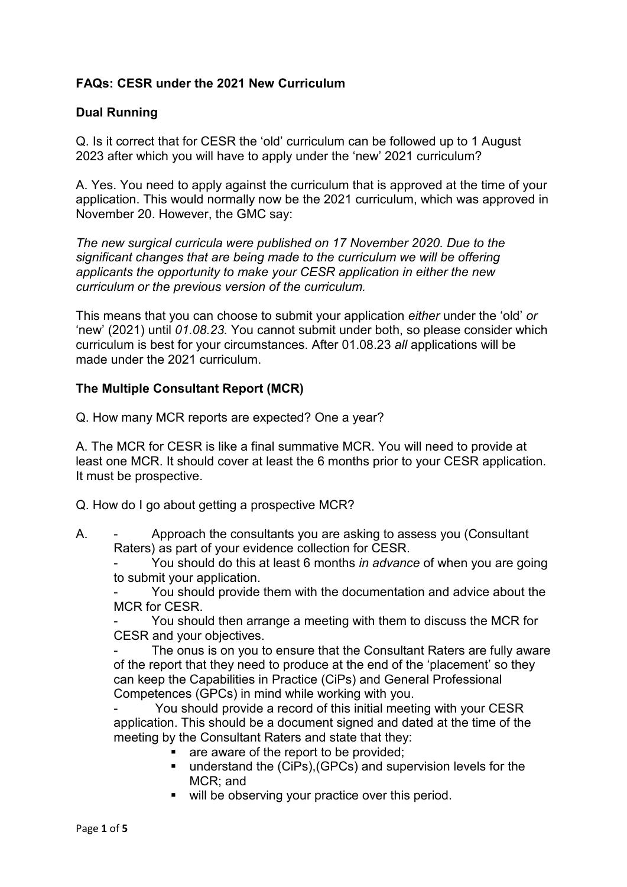**FAQs: CESR under the 2021 New Curriculum**

**Dual Running**

Q. Is it correct that for CESR the 'old' curriculum can be followed up to 1 August 2023 after which you will have to apply under the 'new' 2021 curriculum?

A. Yes. You need to apply against the curriculum that is approved at the time of your application. This would normally now be the 2021 curriculum, which was approved in November 20. However, the GMC say:

*The new surgical curricula were published on 17 November 2020. Due to the significant changes that are being made to the curriculum we will be offering applicants the opportunity to make your CESR application in either the new curriculum or the previous version of the curriculum.*

This means that you can choose to submit your application *either* under the 'old' *or* 'new' (2021) until *01.08.23.* You cannot submit under both, so please consider which curriculum is best for your circumstances. After 01.08.23 *all* applications will be made under the 2021 curriculum.

**The Multiple Consultant Report (MCR)**

Q. How many MCR reports are expected? One a year?

A. The MCR for CESR is like a final summative MCR. You will need to provide at least one MCR. It should cover at least the 6 months prior to your CESR application. It must be prospective.

Q. How do I go about getting a prospective MCR?

A.
- Approach the consultants you are asking to assess you (Consultant Raters) as part of your evidence collection for CESR.
- You should do this at least 6 months *in advance* of when you are going to submit your application.
- You should provide them with the documentation and advice about the MCR for CESR.
- You should then arrange a meeting with them to discuss the MCR for CESR and your objectives.
- The onus is on you to ensure that the Consultant Raters are fully aware of the report that they need to produce at the end of the 'placement' so they can keep the Capabilities in Practice (CiPs) and General Professional Competences (GPCs) in mind while working with you.
- You should provide a record of this initial meeting with your CESR application. This should be a document signed and dated at the time of the meeting by the Consultant Raters and state that they:
    - are aware of the report to be provided;
    - understand the (CiPs),(GPCs) and supervision levels for the MCR; and
    - will be observing your practice over this period.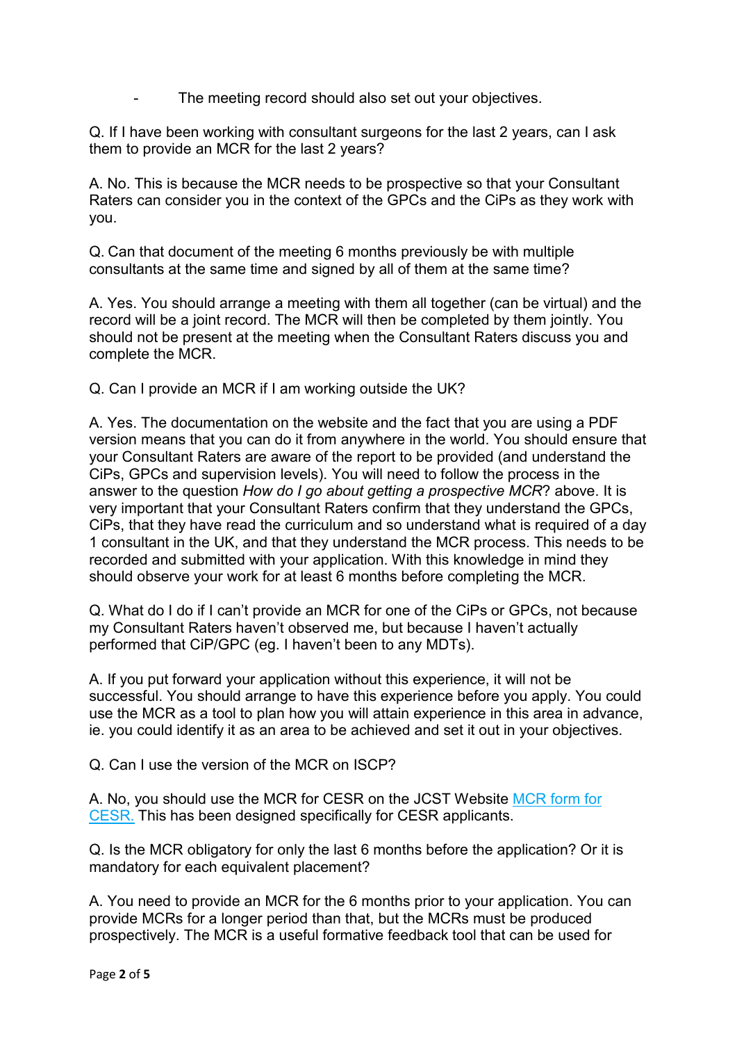- The meeting record should also set out your objectives.

Q. If I have been working with consultant surgeons for the last 2 years, can I ask them to provide an MCR for the last 2 years?

A. No. This is because the MCR needs to be prospective so that your Consultant Raters can consider you in the context of the GPCs and the CiPs as they work with you.

Q. Can that document of the meeting 6 months previously be with multiple consultants at the same time and signed by all of them at the same time?

A. Yes. You should arrange a meeting with them all together (can be virtual) and the record will be a joint record. The MCR will then be completed by them jointly. You should not be present at the meeting when the Consultant Raters discuss you and complete the MCR.

Q. Can I provide an MCR if I am working outside the UK?

A. Yes. The documentation on the website and the fact that you are using a PDF version means that you can do it from anywhere in the world. You should ensure that your Consultant Raters are aware of the report to be provided (and understand the CiPs, GPCs and supervision levels). You will need to follow the process in the answer to the question *How do I go about getting a prospective MCR*? above. It is very important that your Consultant Raters confirm that they understand the GPCs, CiPs, that they have read the curriculum and so understand what is required of a day 1 consultant in the UK, and that they understand the MCR process. This needs to be recorded and submitted with your application. With this knowledge in mind they should observe your work for at least 6 months before completing the MCR.

Q. What do I do if I can't provide an MCR for one of the CiPs or GPCs, not because my Consultant Raters haven't observed me, but because I haven't actually performed that CiP/GPC (eg. I haven't been to any MDTs).

A. If you put forward your application without this experience, it will not be successful. You should arrange to have this experience before you apply. You could use the MCR as a tool to plan how you will attain experience in this area in advance, ie. you could identify it as an area to be achieved and set it out in your objectives.

Q. Can I use the version of the MCR on ISCP?

A. No, you should use the MCR for CESR on the JCST Website [MCR form for CESR.] This has been designed specifically for CESR applicants.

Q. Is the MCR obligatory for only the last 6 months before the application? Or it is mandatory for each equivalent placement?

A. You need to provide an MCR for the 6 months prior to your application. You can provide MCRs for a longer period than that, but the MCRs must be produced prospectively. The MCR is a useful formative feedback tool that can be used for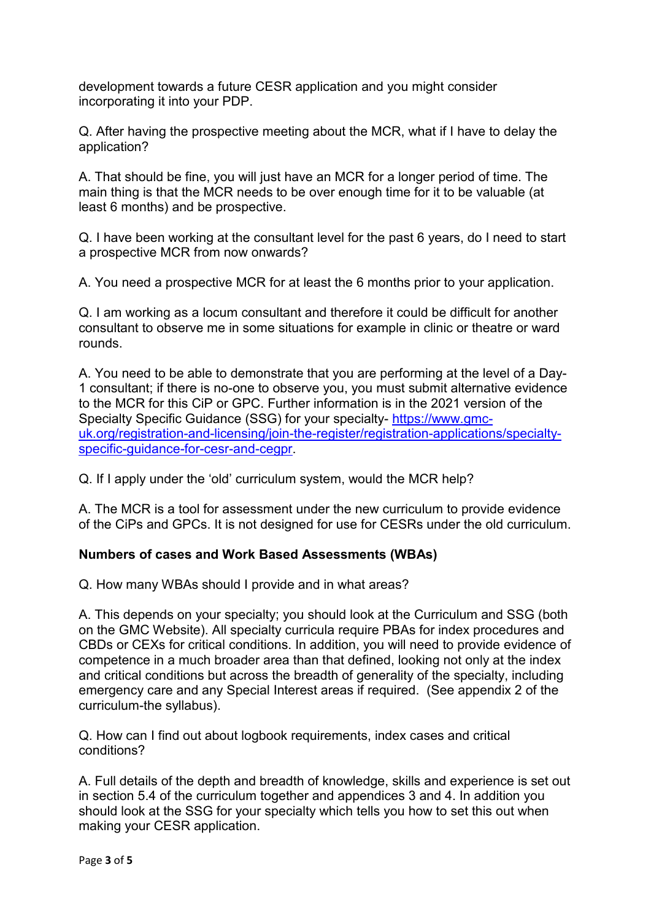development towards a future CESR application and you might consider incorporating it into your PDP.

Q. After having the prospective meeting about the MCR, what if I have to delay the application?

A. That should be fine, you will just have an MCR for a longer period of time. The main thing is that the MCR needs to be over enough time for it to be valuable (at least 6 months) and be prospective.

Q. I have been working at the consultant level for the past 6 years, do I need to start a prospective MCR from now onwards?

A. You need a prospective MCR for at least the 6 months prior to your application.

Q. I am working as a locum consultant and therefore it could be difficult for another consultant to observe me in some situations for example in clinic or theatre or ward rounds.

A. You need to be able to demonstrate that you are performing at the level of a Day-1 consultant; if there is no-one to observe you, you must submit alternative evidence to the MCR for this CiP or GPC. Further information is in the 2021 version of the Specialty Specific Guidance (SSG) for your specialty- [https://www.gmc-uk.org/registration-and-licensing/join-the-register/registration-applications/specialty-specific-guidance-for-cesr-and-cegpr](https://www.gmc-uk.org/registration-and-licensing/join-the-register/registration-applications/specialty-specific-guidance-for-cesr-and-cegpr).

Q. If I apply under the 'old' curriculum system, would the MCR help?

A. The MCR is a tool for assessment under the new curriculum to provide evidence of the CiPs and GPCs. It is not designed for use for CESRs under the old curriculum.

**Numbers of cases and Work Based Assessments (WBAs)**

Q. How many WBAs should I provide and in what areas?

A. This depends on your specialty; you should look at the Curriculum and SSG (both on the GMC Website). All specialty curricula require PBAs for index procedures and CBDs or CEXs for critical conditions. In addition, you will need to provide evidence of competence in a much broader area than that defined, looking not only at the index and critical conditions but across the breadth of generality of the specialty, including emergency care and any Special Interest areas if required. (See appendix 2 of the curriculum-the syllabus).

Q. How can I find out about logbook requirements, index cases and critical conditions?

A. Full details of the depth and breadth of knowledge, skills and experience is set out in section 5.4 of the curriculum together and appendices 3 and 4. In addition you should look at the SSG for your specialty which tells you how to set this out when making your CESR application.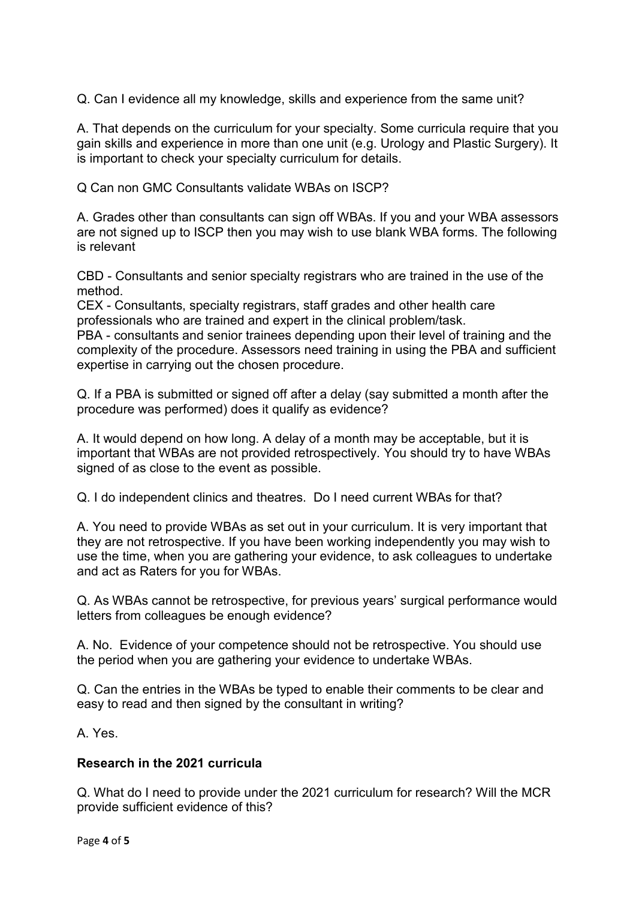Q. Can I evidence all my knowledge, skills and experience from the same unit?

A. That depends on the curriculum for your specialty. Some curricula require that you gain skills and experience in more than one unit (e.g. Urology and Plastic Surgery). It is important to check your specialty curriculum for details.

Q Can non GMC Consultants validate WBAs on ISCP?

A. Grades other than consultants can sign off WBAs. If you and your WBA assessors are not signed up to ISCP then you may wish to use blank WBA forms. The following is relevant

CBD - Consultants and senior specialty registrars who are trained in the use of the method.
CEX - Consultants, specialty registrars, staff grades and other health care professionals who are trained and expert in the clinical problem/task.
PBA - consultants and senior trainees depending upon their level of training and the complexity of the procedure. Assessors need training in using the PBA and sufficient expertise in carrying out the chosen procedure.

Q. If a PBA is submitted or signed off after a delay (say submitted a month after the procedure was performed) does it qualify as evidence?

A. It would depend on how long. A delay of a month may be acceptable, but it is important that WBAs are not provided retrospectively. You should try to have WBAs signed of as close to the event as possible.

Q. I do independent clinics and theatres. Do I need current WBAs for that?

A. You need to provide WBAs as set out in your curriculum. It is very important that they are not retrospective. If you have been working independently you may wish to use the time, when you are gathering your evidence, to ask colleagues to undertake and act as Raters for you for WBAs.

Q. As WBAs cannot be retrospective, for previous years' surgical performance would letters from colleagues be enough evidence?

A. No. Evidence of your competence should not be retrospective. You should use the period when you are gathering your evidence to undertake WBAs.

Q. Can the entries in the WBAs be typed to enable their comments to be clear and easy to read and then signed by the consultant in writing?

A. Yes.

**Research in the 2021 curricula**

Q. What do I need to provide under the 2021 curriculum for research? Will the MCR provide sufficient evidence of this?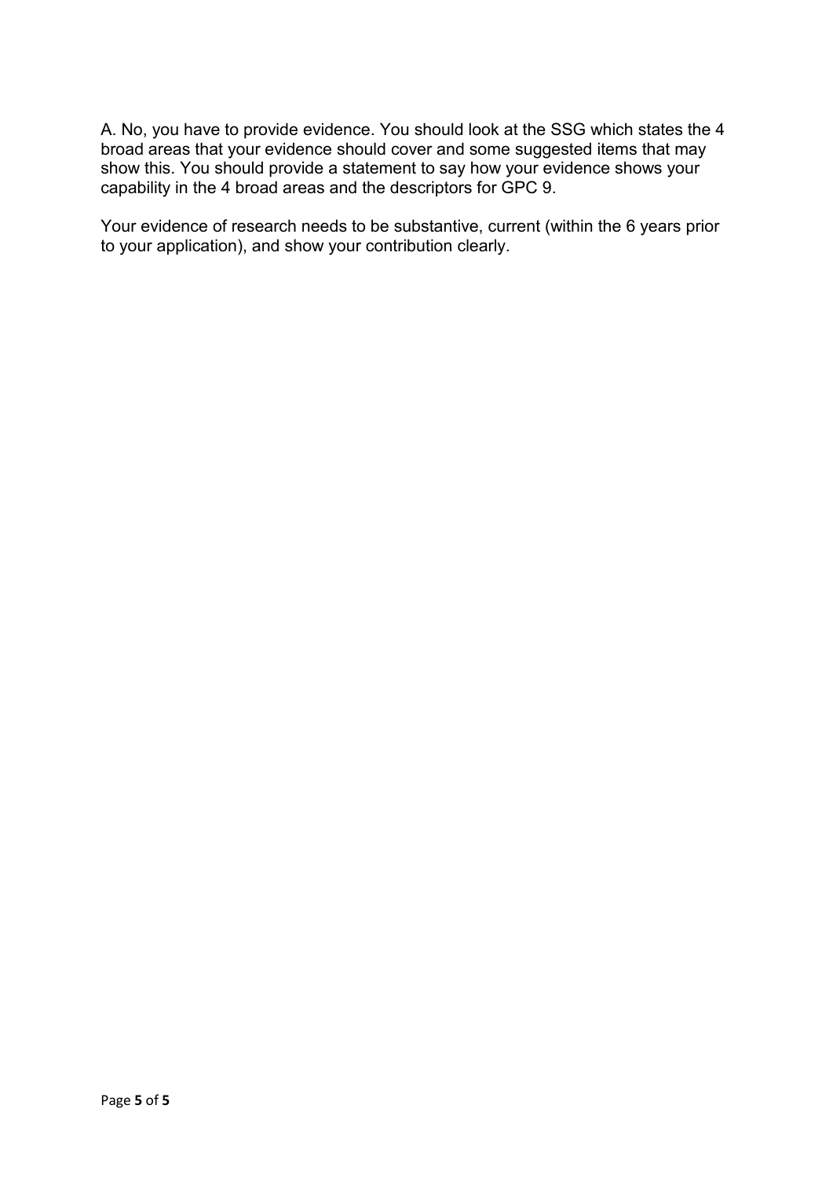A. No, you have to provide evidence. You should look at the SSG which states the 4 broad areas that your evidence should cover and some suggested items that may show this. You should provide a statement to say how your evidence shows your capability in the 4 broad areas and the descriptors for GPC 9.

Your evidence of research needs to be substantive, current (within the 6 years prior to your application), and show your contribution clearly.